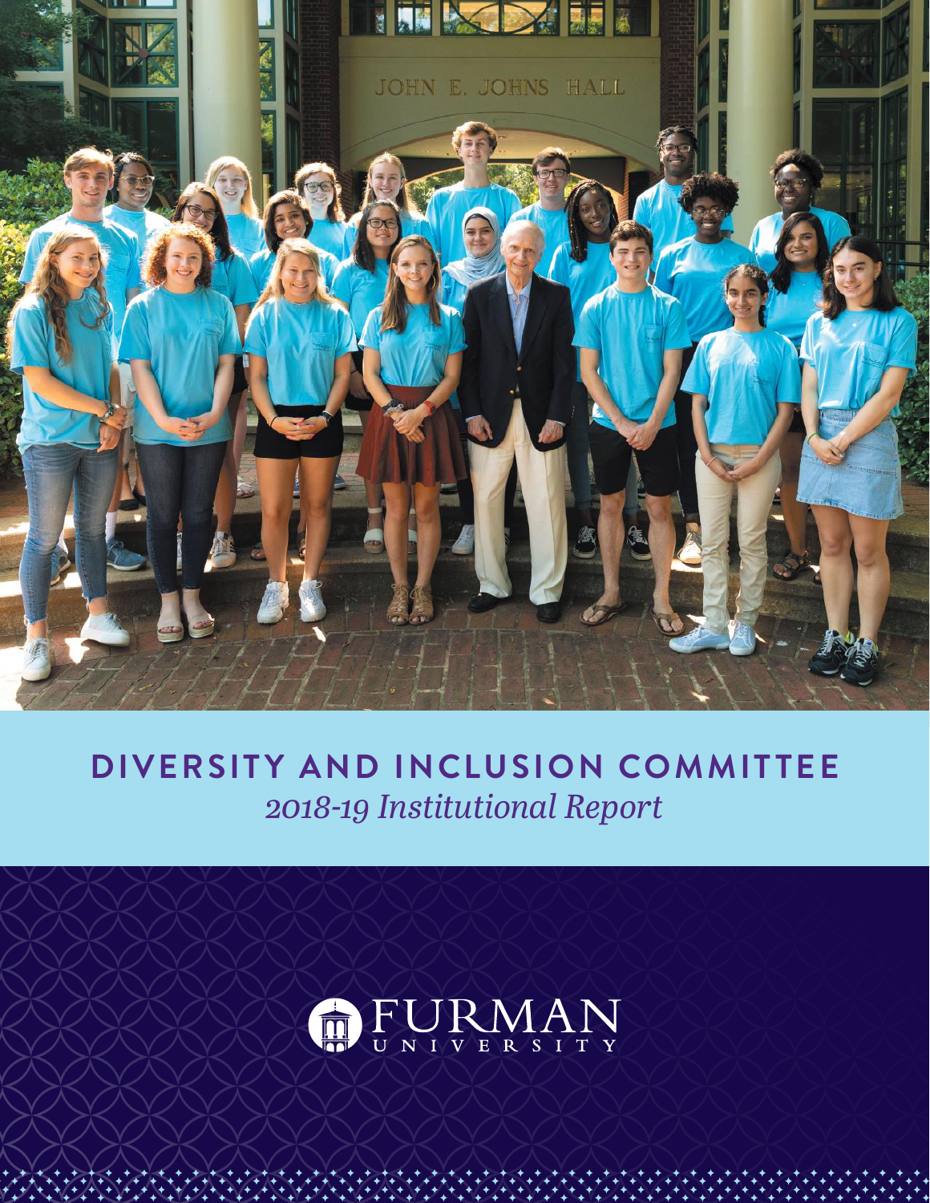# DIVERSITY AND INCLUSION COMMITTEE

*2018-19 Institutional Report*

FURMAN UNIVERSITY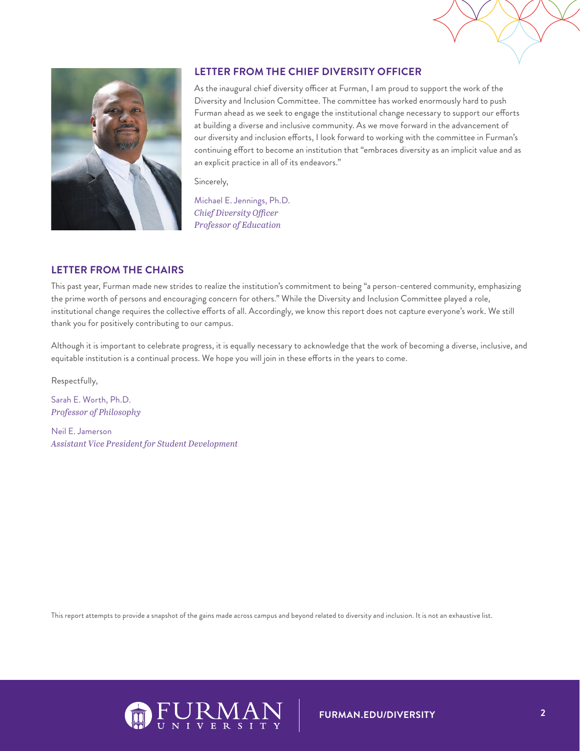## LETTER FROM THE CHIEF DIVERSITY OFFICER

As the inaugural chief diversity officer at Furman, I am proud to support the work of the Diversity and Inclusion Committee. The committee has worked enormously hard to push Furman ahead as we seek to engage the institutional change necessary to support our efforts at building a diverse and inclusive community. As we move forward in the advancement of our diversity and inclusion efforts, I look forward to working with the committee in Furman's continuing effort to become an institution that "embraces diversity as an implicit value and as an explicit practice in all of its endeavors."

Sincerely,

Michael E. Jennings, Ph.D.
*Chief Diversity Officer*
*Professor of Education*

## LETTER FROM THE CHAIRS

This past year, Furman made new strides to realize the institution's commitment to being "a person-centered community, emphasizing the prime worth of persons and encouraging concern for others." While the Diversity and Inclusion Committee played a role, institutional change requires the collective efforts of all. Accordingly, we know this report does not capture everyone's work. We still thank you for positively contributing to our campus.

Although it is important to celebrate progress, it is equally necessary to acknowledge that the work of becoming a diverse, inclusive, and equitable institution is a continual process. We hope you will join in these efforts in the years to come.

Respectfully,

Sarah E. Worth, Ph.D.
*Professor of Philosophy*

Neil E. Jamerson
*Assistant Vice President for Student Development*

This report attempts to provide a snapshot of the gains made across campus and beyond related to diversity and inclusion. It is not an exhaustive list.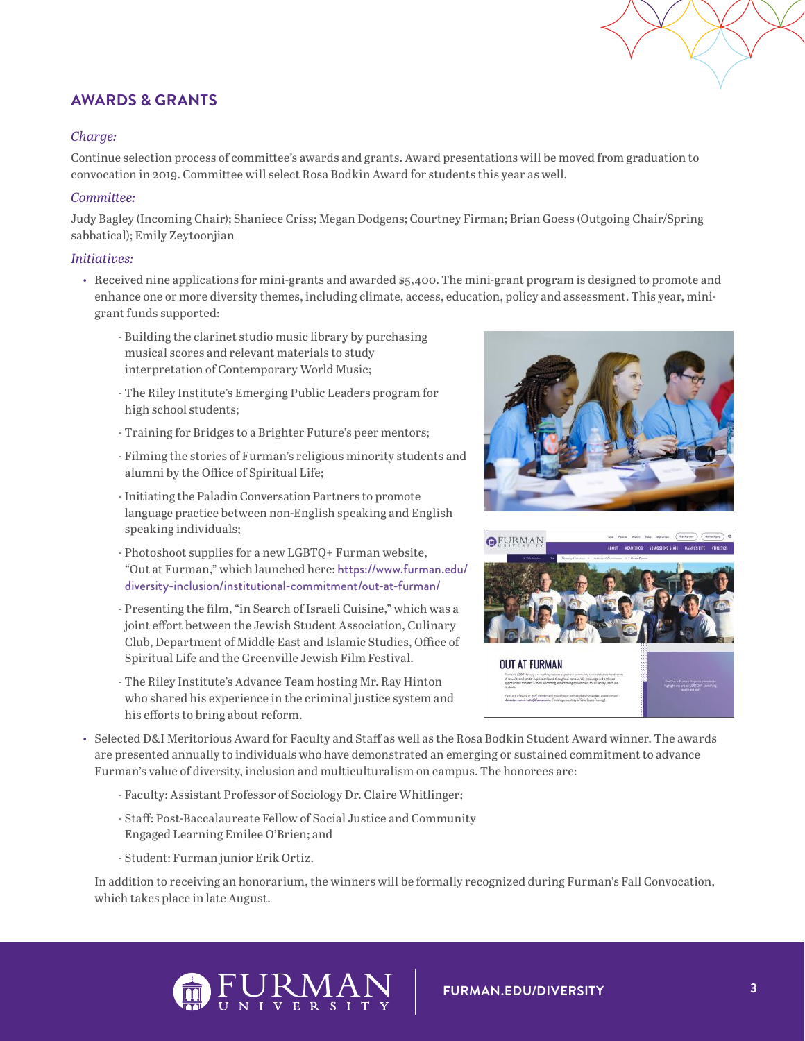## AWARDS & GRANTS

*Charge:*

Continue selection process of committee's awards and grants. Award presentations will be moved from graduation to convocation in 2019. Committee will select Rosa Bodkin Award for students this year as well.

*Committee:*

Judy Bagley (Incoming Chair); Shaniece Criss; Megan Dodgens; Courtney Firman; Brian Goess (Outgoing Chair/Spring sabbatical); Emily Zeytoonjian

*Initiatives:*

- Received nine applications for mini-grants and awarded $5,400. The mini-grant program is designed to promote and enhance one or more diversity themes, including climate, access, education, policy and assessment. This year, mini-grant funds supported:
  - Building the clarinet studio music library by purchasing musical scores and relevant materials to study interpretation of Contemporary World Music;
  - The Riley Institute's Emerging Public Leaders program for high school students;
  - Training for Bridges to a Brighter Future's peer mentors;
  - Filming the stories of Furman's religious minority students and alumni by the Office of Spiritual Life;
  - Initiating the Paladin Conversation Partners to promote language practice between non-English speaking and English speaking individuals;
  - Photoshoot supplies for a new LGBTQ+ Furman website, "Out at Furman," which launched here: https://www.furman.edu/diversity-inclusion/institutional-commitment/out-at-furman/
  - Presenting the film, "in Search of Israeli Cuisine," which was a joint effort between the Jewish Student Association, Culinary Club, Department of Middle East and Islamic Studies, Office of Spiritual Life and the Greenville Jewish Film Festival.
  - The Riley Institute's Advance Team hosting Mr. Ray Hinton who shared his experience in the criminal justice system and his efforts to bring about reform.
- Selected D&I Meritorious Award for Faculty and Staff as well as the Rosa Bodkin Student Award winner. The awards are presented annually to individuals who have demonstrated an emerging or sustained commitment to advance Furman's value of diversity, inclusion and multiculturalism on campus. The honorees are:
  - Faculty: Assistant Professor of Sociology Dr. Claire Whitlinger;
  - Staff: Post-Baccalaureate Fellow of Social Justice and Community Engaged Learning Emilee O'Brien; and
  - Student: Furman junior Erik Ortiz.

  In addition to receiving an honorarium, the winners will be formally recognized during Furman's Fall Convocation, which takes place in late August.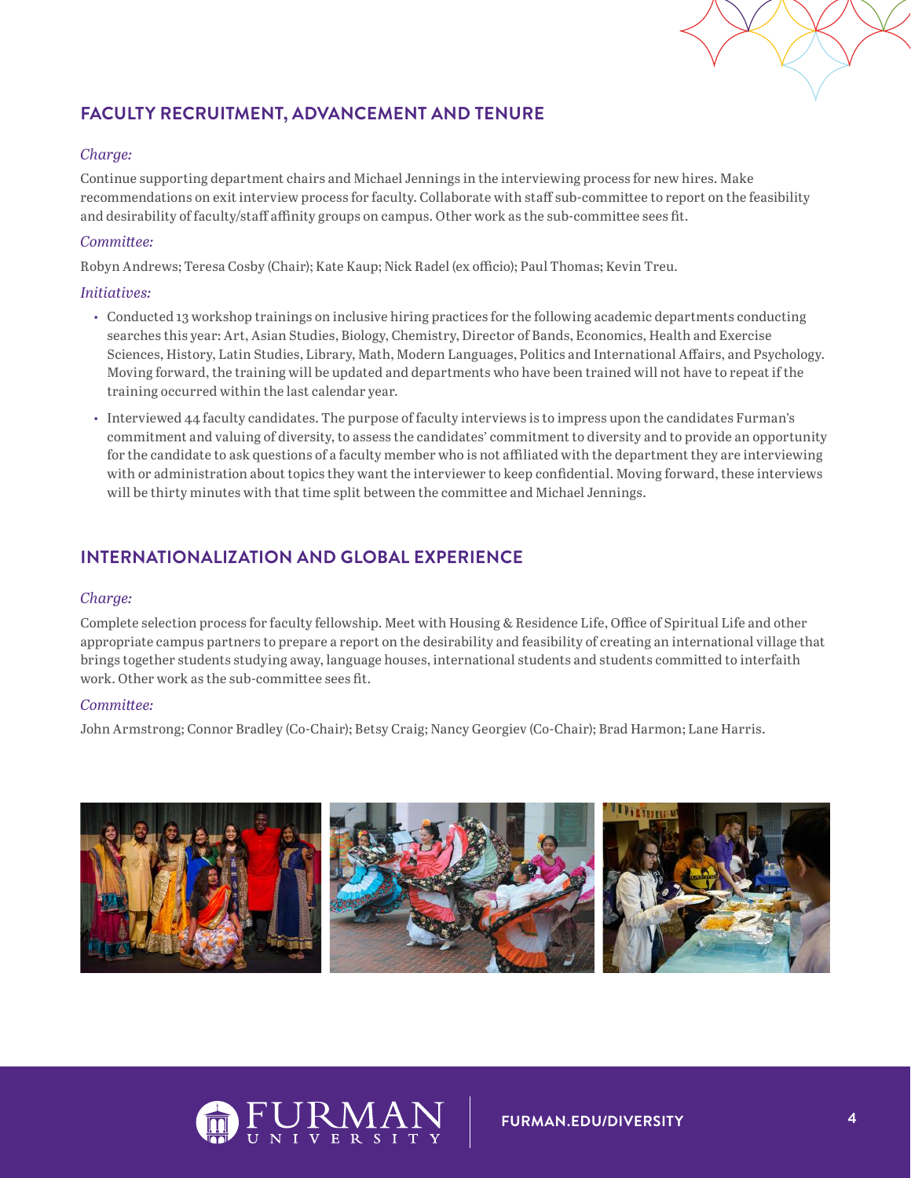## FACULTY RECRUITMENT, ADVANCEMENT AND TENURE

*Charge:*

Continue supporting department chairs and Michael Jennings in the interviewing process for new hires. Make recommendations on exit interview process for faculty. Collaborate with staff sub-committee to report on the feasibility and desirability of faculty/staff affinity groups on campus. Other work as the sub-committee sees fit.

*Committee:*

Robyn Andrews; Teresa Cosby (Chair); Kate Kaup; Nick Radel (ex officio); Paul Thomas; Kevin Treu.

*Initiatives:*

- Conducted 13 workshop trainings on inclusive hiring practices for the following academic departments conducting searches this year: Art, Asian Studies, Biology, Chemistry, Director of Bands, Economics, Health and Exercise Sciences, History, Latin Studies, Library, Math, Modern Languages, Politics and International Affairs, and Psychology. Moving forward, the training will be updated and departments who have been trained will not have to repeat if the training occurred within the last calendar year.
- Interviewed 44 faculty candidates. The purpose of faculty interviews is to impress upon the candidates Furman's commitment and valuing of diversity, to assess the candidates' commitment to diversity and to provide an opportunity for the candidate to ask questions of a faculty member who is not affiliated with the department they are interviewing with or administration about topics they want the interviewer to keep confidential. Moving forward, these interviews will be thirty minutes with that time split between the committee and Michael Jennings.

## INTERNATIONALIZATION AND GLOBAL EXPERIENCE

*Charge:*

Complete selection process for faculty fellowship. Meet with Housing & Residence Life, Office of Spiritual Life and other appropriate campus partners to prepare a report on the desirability and feasibility of creating an international village that brings together students studying away, language houses, international students and students committed to interfaith work. Other work as the sub-committee sees fit.

*Committee:*

John Armstrong; Connor Bradley (Co-Chair); Betsy Craig; Nancy Georgiev (Co-Chair); Brad Harmon; Lane Harris.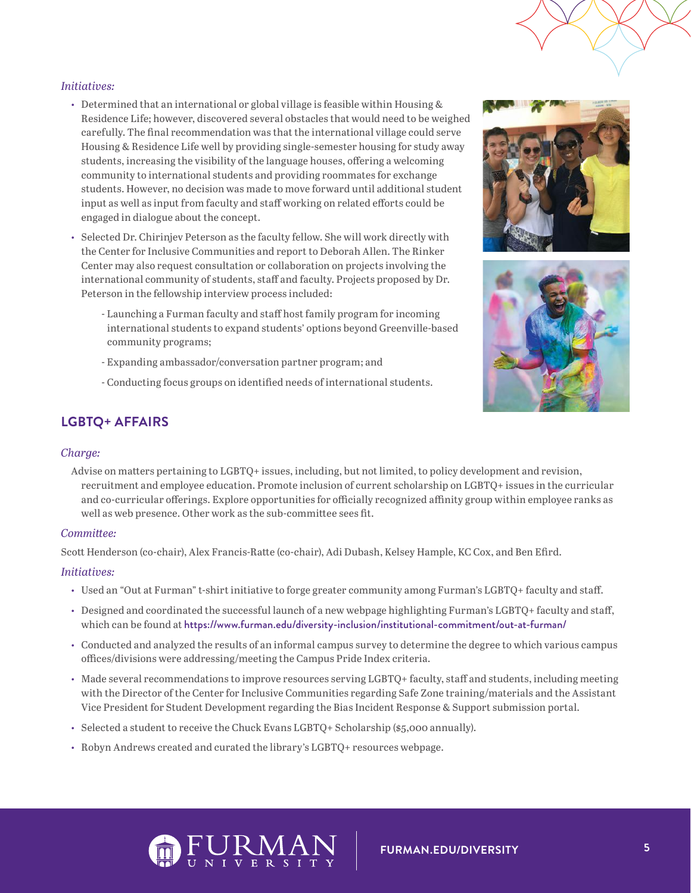*Initiatives:*

- Determined that an international or global village is feasible within Housing & Residence Life; however, discovered several obstacles that would need to be weighed carefully. The final recommendation was that the international village could serve Housing & Residence Life well by providing single-semester housing for study away students, increasing the visibility of the language houses, offering a welcoming community to international students and providing roommates for exchange students. However, no decision was made to move forward until additional student input as well as input from faculty and staff working on related efforts could be engaged in dialogue about the concept.
- Selected Dr. Chirinjev Peterson as the faculty fellow. She will work directly with the Center for Inclusive Communities and report to Deborah Allen. The Rinker Center may also request consultation or collaboration on projects involving the international community of students, staff and faculty. Projects proposed by Dr. Peterson in the fellowship interview process included:
  - Launching a Furman faculty and staff host family program for incoming international students to expand students' options beyond Greenville-based community programs;
  - Expanding ambassador/conversation partner program; and
  - Conducting focus groups on identified needs of international students.

## LGBTQ+ AFFAIRS

*Charge:*

Advise on matters pertaining to LGBTQ+ issues, including, but not limited, to policy development and revision, recruitment and employee education. Promote inclusion of current scholarship on LGBTQ+ issues in the curricular and co-curricular offerings. Explore opportunities for officially recognized affinity group within employee ranks as well as web presence. Other work as the sub-committee sees fit.

*Committee:*

Scott Henderson (co-chair), Alex Francis-Ratte (co-chair), Adi Dubash, Kelsey Hample, KC Cox, and Ben Efird.

*Initiatives:*

- Used an "Out at Furman" t-shirt initiative to forge greater community among Furman's LGBTQ+ faculty and staff.
- Designed and coordinated the successful launch of a new webpage highlighting Furman's LGBTQ+ faculty and staff, which can be found at https://www.furman.edu/diversity-inclusion/institutional-commitment/out-at-furman/
- Conducted and analyzed the results of an informal campus survey to determine the degree to which various campus offices/divisions were addressing/meeting the Campus Pride Index criteria.
- Made several recommendations to improve resources serving LGBTQ+ faculty, staff and students, including meeting with the Director of the Center for Inclusive Communities regarding Safe Zone training/materials and the Assistant Vice President for Student Development regarding the Bias Incident Response & Support submission portal.
- Selected a student to receive the Chuck Evans LGBTQ+ Scholarship ($5,000 annually).
- Robyn Andrews created and curated the library's LGBTQ+ resources webpage.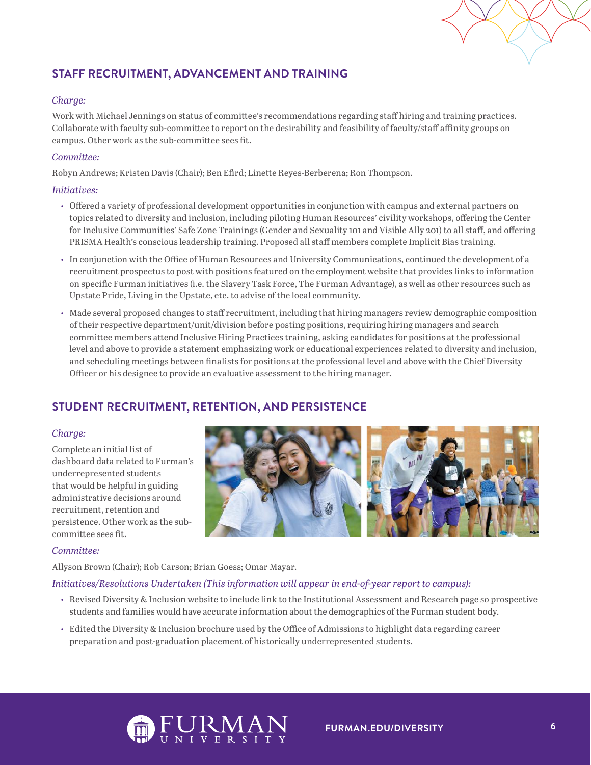## STAFF RECRUITMENT, ADVANCEMENT AND TRAINING

*Charge:*

Work with Michael Jennings on status of committee's recommendations regarding staff hiring and training practices. Collaborate with faculty sub-committee to report on the desirability and feasibility of faculty/staff affinity groups on campus. Other work as the sub-committee sees fit.

*Committee:*

Robyn Andrews; Kristen Davis (Chair); Ben Efird; Linette Reyes-Berberena; Ron Thompson.

*Initiatives:*

- Offered a variety of professional development opportunities in conjunction with campus and external partners on topics related to diversity and inclusion, including piloting Human Resources' civility workshops, offering the Center for Inclusive Communities' Safe Zone Trainings (Gender and Sexuality 101 and Visible Ally 201) to all staff, and offering PRISMA Health's conscious leadership training. Proposed all staff members complete Implicit Bias training.
- In conjunction with the Office of Human Resources and University Communications, continued the development of a recruitment prospectus to post with positions featured on the employment website that provides links to information on specific Furman initiatives (i.e. the Slavery Task Force, The Furman Advantage), as well as other resources such as Upstate Pride, Living in the Upstate, etc. to advise of the local community.
- Made several proposed changes to staff recruitment, including that hiring managers review demographic composition of their respective department/unit/division before posting positions, requiring hiring managers and search committee members attend Inclusive Hiring Practices training, asking candidates for positions at the professional level and above to provide a statement emphasizing work or educational experiences related to diversity and inclusion, and scheduling meetings between finalists for positions at the professional level and above with the Chief Diversity Officer or his designee to provide an evaluative assessment to the hiring manager.

## STUDENT RECRUITMENT, RETENTION, AND PERSISTENCE

*Charge:*

Complete an initial list of dashboard data related to Furman's underrepresented students that would be helpful in guiding administrative decisions around recruitment, retention and persistence. Other work as the sub-committee sees fit.

*Committee:*

Allyson Brown (Chair); Rob Carson; Brian Goess; Omar Mayar.

*Initiatives/Resolutions Undertaken (This information will appear in end-of-year report to campus):*

- Revised Diversity & Inclusion website to include link to the Institutional Assessment and Research page so prospective students and families would have accurate information about the demographics of the Furman student body.
- Edited the Diversity & Inclusion brochure used by the Office of Admissions to highlight data regarding career preparation and post-graduation placement of historically underrepresented students.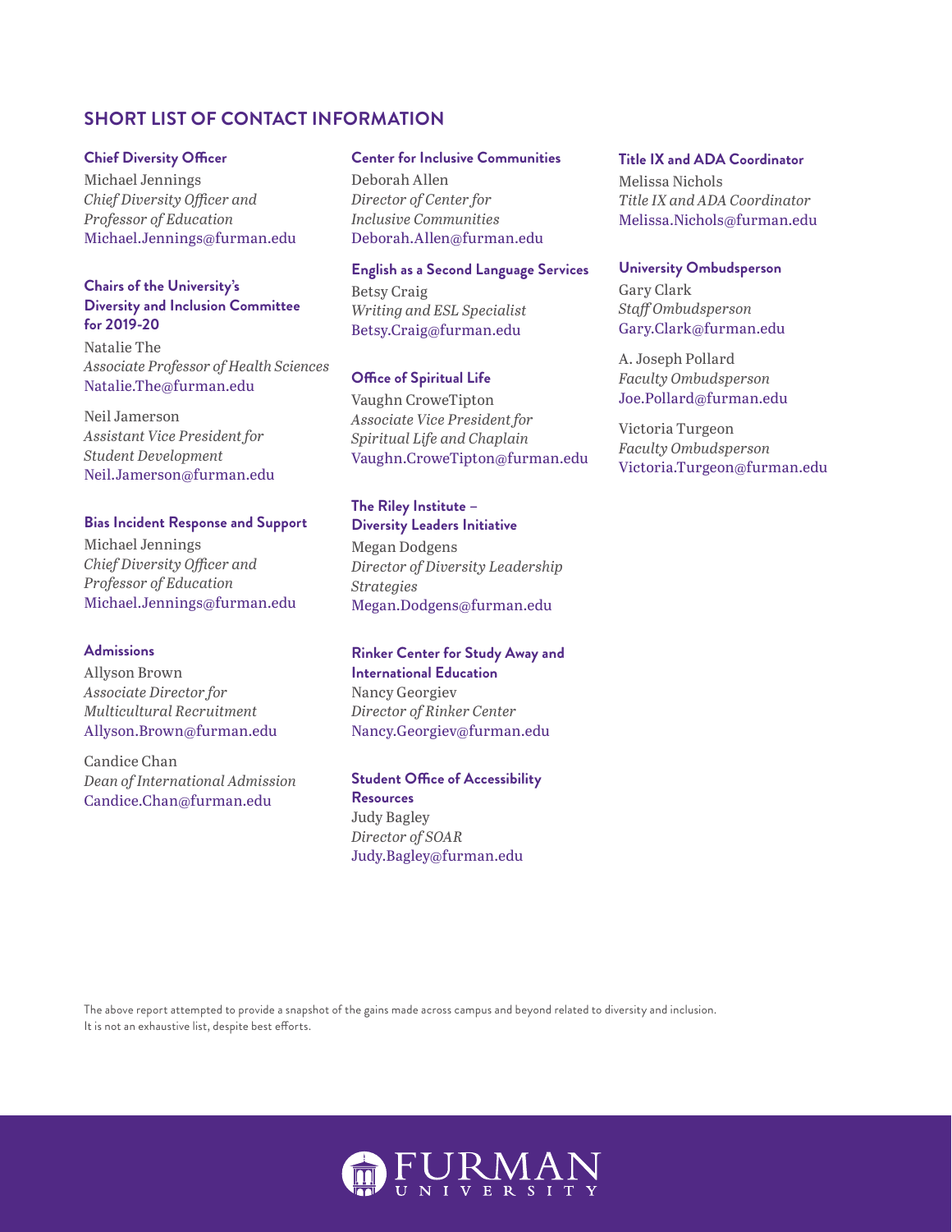## SHORT LIST OF CONTACT INFORMATION

### Chief Diversity Officer

Michael Jennings
*Chief Diversity Officer and Professor of Education*
Michael.Jennings@furman.edu

### Chairs of the University's Diversity and Inclusion Committee for 2019-20

Natalie The
*Associate Professor of Health Sciences*
Natalie.The@furman.edu

Neil Jamerson
*Assistant Vice President for Student Development*
Neil.Jamerson@furman.edu

### Bias Incident Response and Support

Michael Jennings
*Chief Diversity Officer and Professor of Education*
Michael.Jennings@furman.edu

### Admissions

Allyson Brown
*Associate Director for Multicultural Recruitment*
Allyson.Brown@furman.edu

Candice Chan
*Dean of International Admission*
Candice.Chan@furman.edu

### Center for Inclusive Communities

Deborah Allen
*Director of Center for Inclusive Communities*
Deborah.Allen@furman.edu

### English as a Second Language Services

Betsy Craig
*Writing and ESL Specialist*
Betsy.Craig@furman.edu

### Office of Spiritual Life

Vaughn CroweTipton
*Associate Vice President for Spiritual Life and Chaplain*
Vaughn.CroweTipton@furman.edu

### The Riley Institute – Diversity Leaders Initiative

Megan Dodgens
*Director of Diversity Leadership Strategies*
Megan.Dodgens@furman.edu

### Rinker Center for Study Away and International Education

Nancy Georgiev
*Director of Rinker Center*
Nancy.Georgiev@furman.edu

### Student Office of Accessibility Resources

Judy Bagley
*Director of SOAR*
Judy.Bagley@furman.edu

### Title IX and ADA Coordinator

Melissa Nichols
*Title IX and ADA Coordinator*
Melissa.Nichols@furman.edu

### University Ombudsperson

Gary Clark
*Staff Ombudsperson*
Gary.Clark@furman.edu

A. Joseph Pollard
*Faculty Ombudsperson*
Joe.Pollard@furman.edu

Victoria Turgeon
*Faculty Ombudsperson*
Victoria.Turgeon@furman.edu

The above report attempted to provide a snapshot of the gains made across campus and beyond related to diversity and inclusion. It is not an exhaustive list, despite best efforts.

FURMAN UNIVERSITY